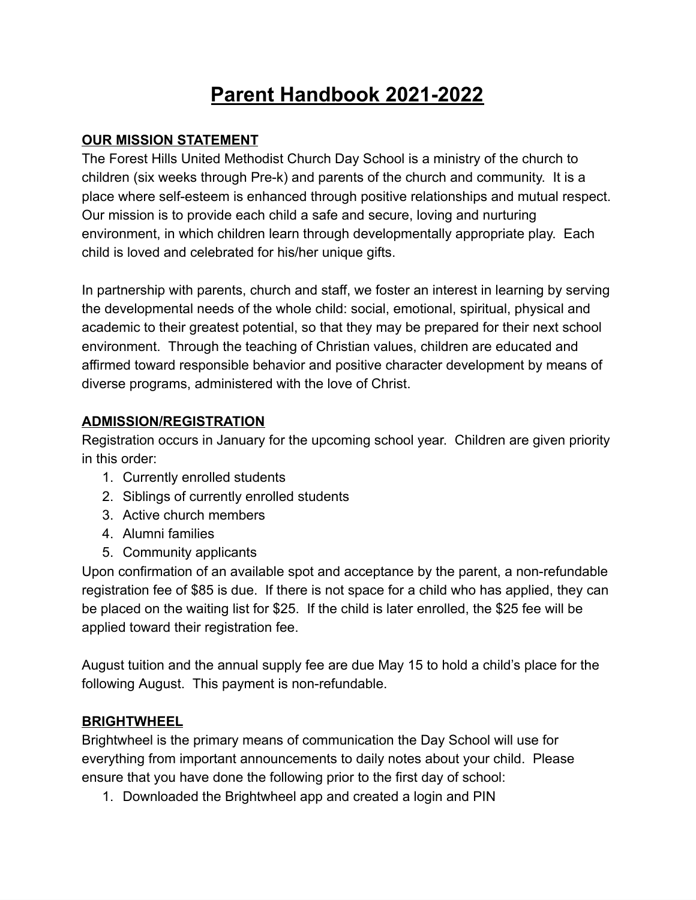# Parent Handbook 2021-2022

## OUR MISSION STATEMENT

The Forest Hills United Methodist Church Day School is a ministry of the church to children (six weeks through Pre-k) and parents of the church and community. It is a place where self-esteem is enhanced through positive relationships and mutual respect. Our mission is to provide each child a safe and secure, loving and nurturing environment, in which children learn through developmentally appropriate play. Each child is loved and celebrated for his/her unique gifts.

In partnership with parents, church and staff, we foster an interest in learning by serving the developmental needs of the whole child: social, emotional, spiritual, physical and academic to their greatest potential, so that they may be prepared for their next school environment. Through the teaching of Christian values, children are educated and affirmed toward responsible behavior and positive character development by means of diverse programs, administered with the love of Christ.

## ADMISSION/REGISTRATION

Registration occurs in January for the upcoming school year. Children are given priority in this order:

1. Currently enrolled students
2. Siblings of currently enrolled students
3. Active church members
4. Alumni families
5. Community applicants

Upon confirmation of an available spot and acceptance by the parent, a non-refundable registration fee of $85 is due. If there is not space for a child who has applied, they can be placed on the waiting list for $25. If the child is later enrolled, the $25 fee will be applied toward their registration fee.

August tuition and the annual supply fee are due May 15 to hold a child's place for the following August. This payment is non-refundable.

## BRIGHTWHEEL

Brightwheel is the primary means of communication the Day School will use for everything from important announcements to daily notes about your child. Please ensure that you have done the following prior to the first day of school:

1. Downloaded the Brightwheel app and created a login and PIN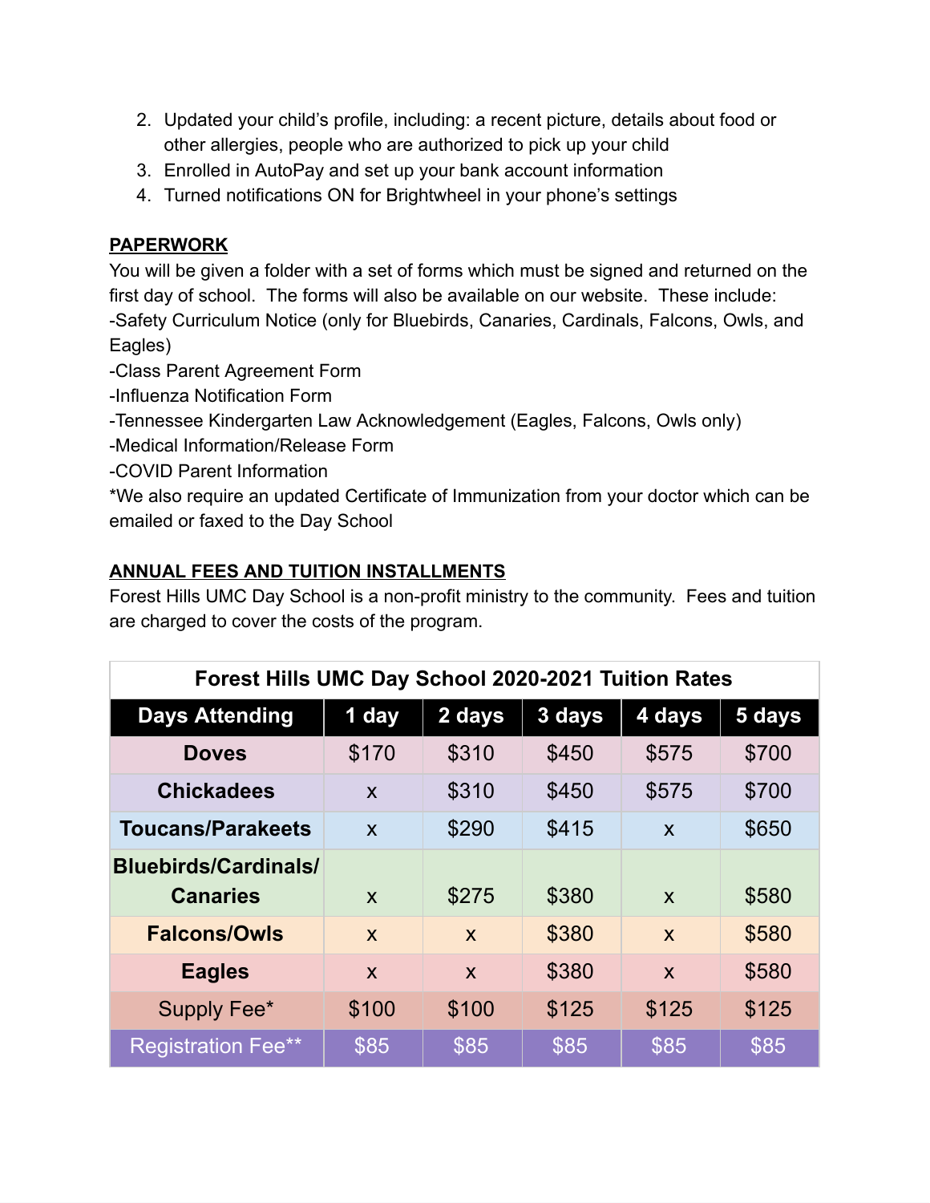2. Updated your child's profile, including: a recent picture, details about food or other allergies, people who are authorized to pick up your child
3. Enrolled in AutoPay and set up your bank account information
4. Turned notifications ON for Brightwheel in your phone's settings

## PAPERWORK

You will be given a folder with a set of forms which must be signed and returned on the first day of school. The forms will also be available on our website. These include:

-Safety Curriculum Notice (only for Bluebirds, Canaries, Cardinals, Falcons, Owls, and Eagles)
-Class Parent Agreement Form
-Influenza Notification Form
-Tennessee Kindergarten Law Acknowledgement (Eagles, Falcons, Owls only)
-Medical Information/Release Form
-COVID Parent Information
*We also require an updated Certificate of Immunization from your doctor which can be emailed or faxed to the Day School

## ANNUAL FEES AND TUITION INSTALLMENTS

Forest Hills UMC Day School is a non-profit ministry to the community. Fees and tuition are charged to cover the costs of the program.

| Forest Hills UMC Day School 2020-2021 Tuition Rates | | | | | |
|---|---|---|---|---|---|
| **Days Attending** | **1 day** | **2 days** | **3 days** | **4 days** | **5 days** |
| **Doves** | $170 | $310 | $450 | $575 | $700 |
| **Chickadees** | x | $310 | $450 | $575 | $700 |
| **Toucans/Parakeets** | x | $290 | $415 | x | $650 |
| **Bluebirds/Cardinals/ Canaries** | x | $275 | $380 | x | $580 |
| **Falcons/Owls** | x | x | $380 | x | $580 |
| **Eagles** | x | x | $380 | x | $580 |
| Supply Fee* | $100 | $100 | $125 | $125 | $125 |
| Registration Fee** | $85 | $85 | $85 | $85 | $85 |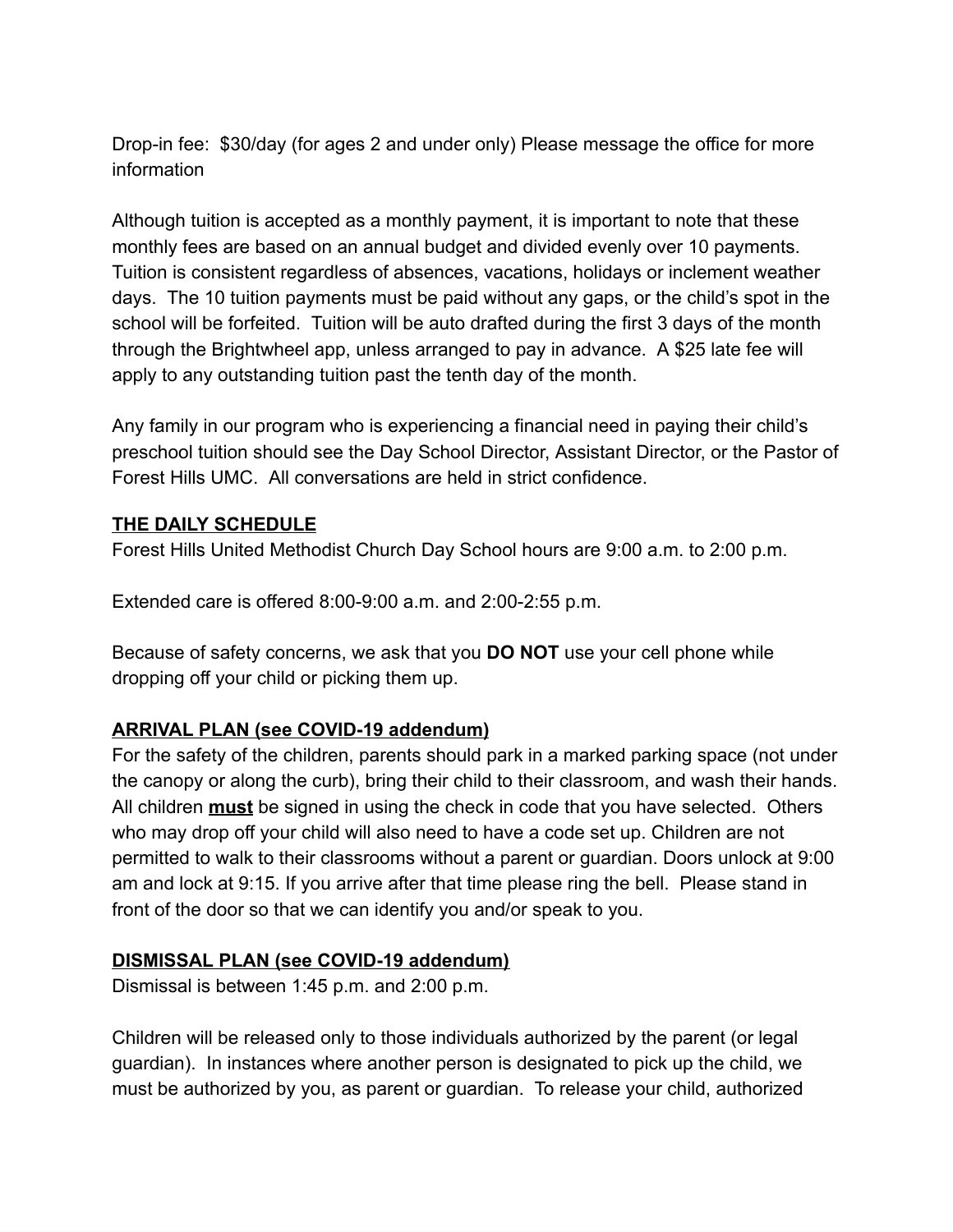Drop-in fee: $30/day (for ages 2 and under only) Please message the office for more information

Although tuition is accepted as a monthly payment, it is important to note that these monthly fees are based on an annual budget and divided evenly over 10 payments. Tuition is consistent regardless of absences, vacations, holidays or inclement weather days. The 10 tuition payments must be paid without any gaps, or the child's spot in the school will be forfeited. Tuition will be auto drafted during the first 3 days of the month through the Brightwheel app, unless arranged to pay in advance. A $25 late fee will apply to any outstanding tuition past the tenth day of the month.

Any family in our program who is experiencing a financial need in paying their child's preschool tuition should see the Day School Director, Assistant Director, or the Pastor of Forest Hills UMC. All conversations are held in strict confidence.

## THE DAILY SCHEDULE

Forest Hills United Methodist Church Day School hours are 9:00 a.m. to 2:00 p.m.

Extended care is offered 8:00-9:00 a.m. and 2:00-2:55 p.m.

Because of safety concerns, we ask that you **DO NOT** use your cell phone while dropping off your child or picking them up.

## ARRIVAL PLAN (see COVID-19 addendum)

For the safety of the children, parents should park in a marked parking space (not under the canopy or along the curb), bring their child to their classroom, and wash their hands. All children **must** be signed in using the check in code that you have selected. Others who may drop off your child will also need to have a code set up. Children are not permitted to walk to their classrooms without a parent or guardian. Doors unlock at 9:00 am and lock at 9:15. If you arrive after that time please ring the bell. Please stand in front of the door so that we can identify you and/or speak to you.

## DISMISSAL PLAN (see COVID-19 addendum)

Dismissal is between 1:45 p.m. and 2:00 p.m.

Children will be released only to those individuals authorized by the parent (or legal guardian). In instances where another person is designated to pick up the child, we must be authorized by you, as parent or guardian. To release your child, authorized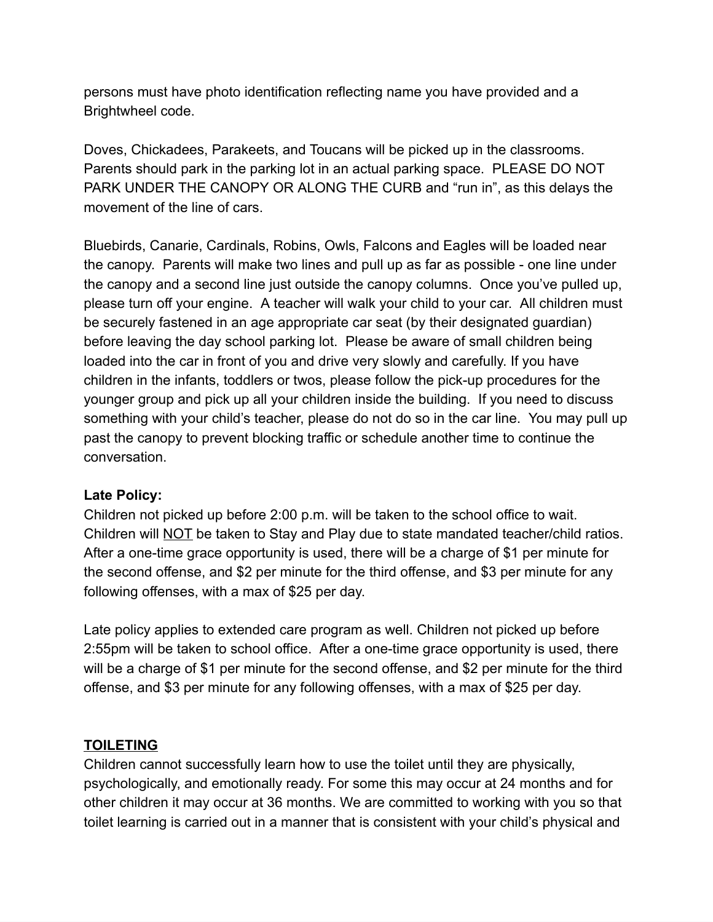persons must have photo identification reflecting name you have provided and a Brightwheel code.

Doves, Chickadees, Parakeets, and Toucans will be picked up in the classrooms. Parents should park in the parking lot in an actual parking space. PLEASE DO NOT PARK UNDER THE CANOPY OR ALONG THE CURB and "run in", as this delays the movement of the line of cars.

Bluebirds, Canarie, Cardinals, Robins, Owls, Falcons and Eagles will be loaded near the canopy. Parents will make two lines and pull up as far as possible - one line under the canopy and a second line just outside the canopy columns. Once you've pulled up, please turn off your engine. A teacher will walk your child to your car. All children must be securely fastened in an age appropriate car seat (by their designated guardian) before leaving the day school parking lot. Please be aware of small children being loaded into the car in front of you and drive very slowly and carefully. If you have children in the infants, toddlers or twos, please follow the pick-up procedures for the younger group and pick up all your children inside the building. If you need to discuss something with your child's teacher, please do not do so in the car line. You may pull up past the canopy to prevent blocking traffic or schedule another time to continue the conversation.

**Late Policy:**
Children not picked up before 2:00 p.m. will be taken to the school office to wait. Children will NOT be taken to Stay and Play due to state mandated teacher/child ratios. After a one-time grace opportunity is used, there will be a charge of $1 per minute for the second offense, and $2 per minute for the third offense, and $3 per minute for any following offenses, with a max of $25 per day.

Late policy applies to extended care program as well. Children not picked up before 2:55pm will be taken to school office. After a one-time grace opportunity is used, there will be a charge of $1 per minute for the second offense, and $2 per minute for the third offense, and $3 per minute for any following offenses, with a max of $25 per day.

## TOILETING

Children cannot successfully learn how to use the toilet until they are physically, psychologically, and emotionally ready. For some this may occur at 24 months and for other children it may occur at 36 months. We are committed to working with you so that toilet learning is carried out in a manner that is consistent with your child's physical and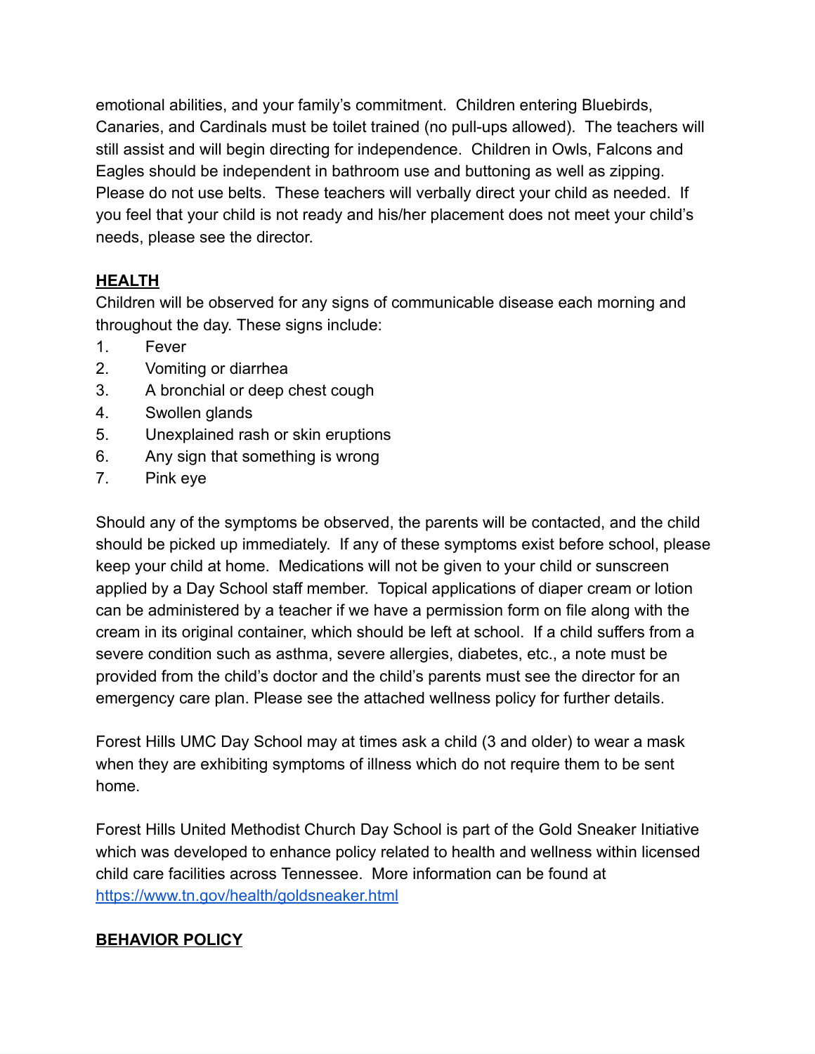emotional abilities, and your family's commitment. Children entering Bluebirds, Canaries, and Cardinals must be toilet trained (no pull-ups allowed). The teachers will still assist and will begin directing for independence. Children in Owls, Falcons and Eagles should be independent in bathroom use and buttoning as well as zipping. Please do not use belts. These teachers will verbally direct your child as needed. If you feel that your child is not ready and his/her placement does not meet your child's needs, please see the director.

## HEALTH

Children will be observed for any signs of communicable disease each morning and throughout the day. These signs include:

1. Fever
2. Vomiting or diarrhea
3. A bronchial or deep chest cough
4. Swollen glands
5. Unexplained rash or skin eruptions
6. Any sign that something is wrong
7. Pink eye

Should any of the symptoms be observed, the parents will be contacted, and the child should be picked up immediately. If any of these symptoms exist before school, please keep your child at home. Medications will not be given to your child or sunscreen applied by a Day School staff member. Topical applications of diaper cream or lotion can be administered by a teacher if we have a permission form on file along with the cream in its original container, which should be left at school. If a child suffers from a severe condition such as asthma, severe allergies, diabetes, etc., a note must be provided from the child's doctor and the child's parents must see the director for an emergency care plan. Please see the attached wellness policy for further details.

Forest Hills UMC Day School may at times ask a child (3 and older) to wear a mask when they are exhibiting symptoms of illness which do not require them to be sent home.

Forest Hills United Methodist Church Day School is part of the Gold Sneaker Initiative which was developed to enhance policy related to health and wellness within licensed child care facilities across Tennessee. More information can be found at [https://www.tn.gov/health/goldsneaker.html](https://www.tn.gov/health/goldsneaker.html)

## BEHAVIOR POLICY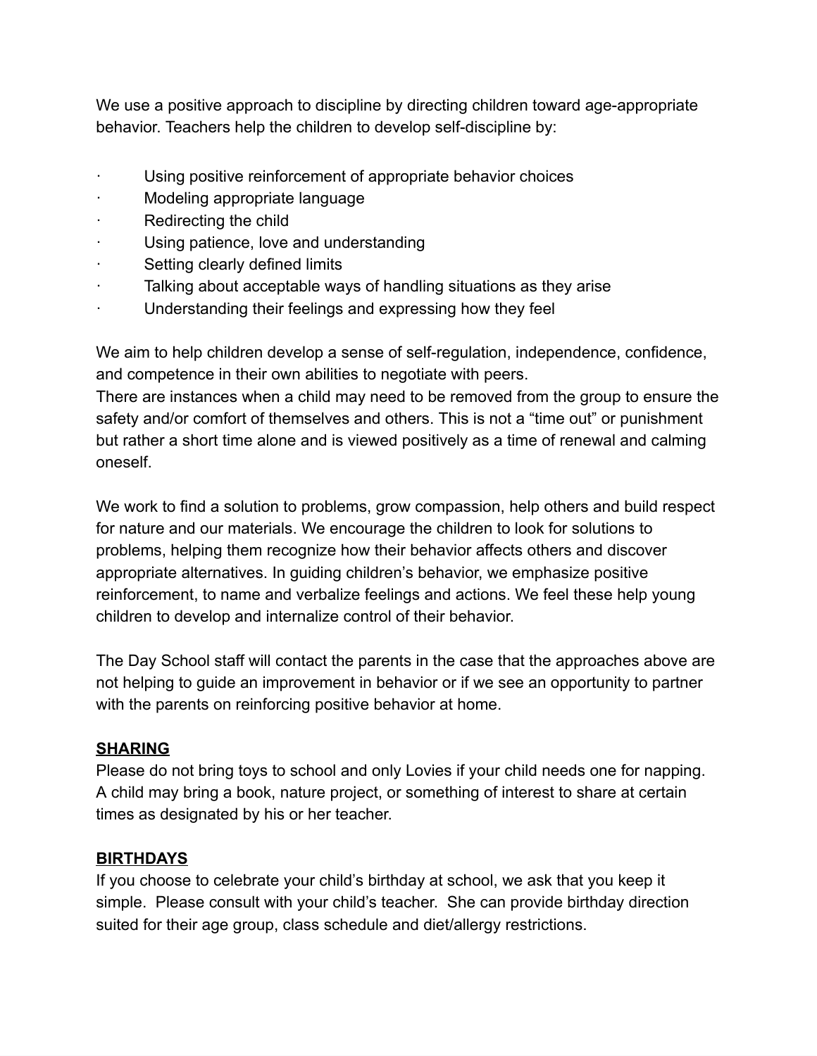We use a positive approach to discipline by directing children toward age-appropriate behavior. Teachers help the children to develop self-discipline by:

- Using positive reinforcement of appropriate behavior choices
- Modeling appropriate language
- Redirecting the child
- Using patience, love and understanding
- Setting clearly defined limits
- Talking about acceptable ways of handling situations as they arise
- Understanding their feelings and expressing how they feel

We aim to help children develop a sense of self-regulation, independence, confidence, and competence in their own abilities to negotiate with peers.
There are instances when a child may need to be removed from the group to ensure the safety and/or comfort of themselves and others. This is not a "time out" or punishment but rather a short time alone and is viewed positively as a time of renewal and calming oneself.

We work to find a solution to problems, grow compassion, help others and build respect for nature and our materials. We encourage the children to look for solutions to problems, helping them recognize how their behavior affects others and discover appropriate alternatives. In guiding children's behavior, we emphasize positive reinforcement, to name and verbalize feelings and actions. We feel these help young children to develop and internalize control of their behavior.

The Day School staff will contact the parents in the case that the approaches above are not helping to guide an improvement in behavior or if we see an opportunity to partner with the parents on reinforcing positive behavior at home.

## SHARING

Please do not bring toys to school and only Lovies if your child needs one for napping. A child may bring a book, nature project, or something of interest to share at certain times as designated by his or her teacher.

## BIRTHDAYS

If you choose to celebrate your child's birthday at school, we ask that you keep it simple. Please consult with your child's teacher. She can provide birthday direction suited for their age group, class schedule and diet/allergy restrictions.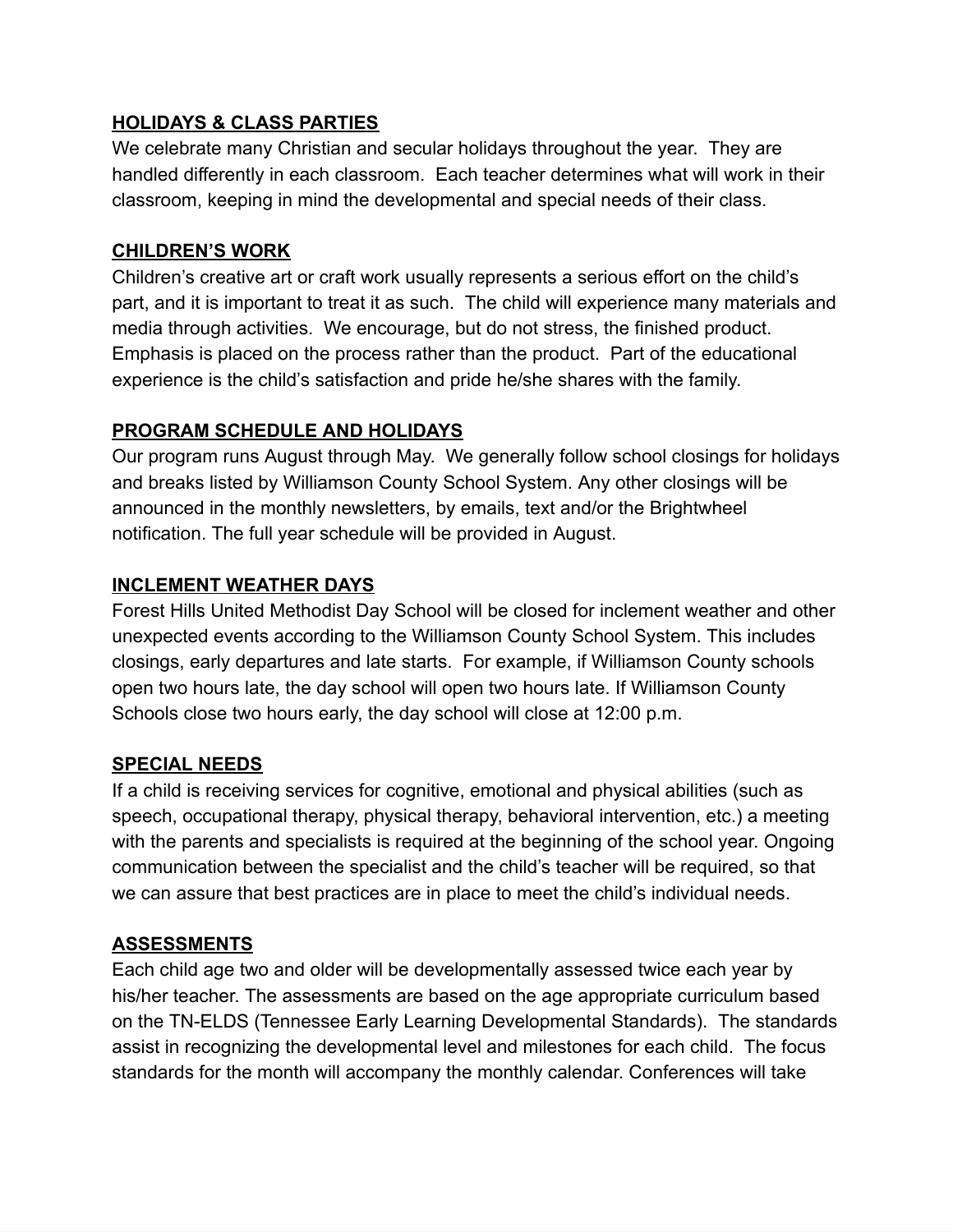## HOLIDAYS & CLASS PARTIES

We celebrate many Christian and secular holidays throughout the year. They are handled differently in each classroom. Each teacher determines what will work in their classroom, keeping in mind the developmental and special needs of their class.

## CHILDREN'S WORK

Children's creative art or craft work usually represents a serious effort on the child's part, and it is important to treat it as such. The child will experience many materials and media through activities. We encourage, but do not stress, the finished product. Emphasis is placed on the process rather than the product. Part of the educational experience is the child's satisfaction and pride he/she shares with the family.

## PROGRAM SCHEDULE AND HOLIDAYS

Our program runs August through May. We generally follow school closings for holidays and breaks listed by Williamson County School System. Any other closings will be announced in the monthly newsletters, by emails, text and/or the Brightwheel notification. The full year schedule will be provided in August.

## INCLEMENT WEATHER DAYS

Forest Hills United Methodist Day School will be closed for inclement weather and other unexpected events according to the Williamson County School System. This includes closings, early departures and late starts. For example, if Williamson County schools open two hours late, the day school will open two hours late. If Williamson County Schools close two hours early, the day school will close at 12:00 p.m.

## SPECIAL NEEDS

If a child is receiving services for cognitive, emotional and physical abilities (such as speech, occupational therapy, physical therapy, behavioral intervention, etc.) a meeting with the parents and specialists is required at the beginning of the school year. Ongoing communication between the specialist and the child's teacher will be required, so that we can assure that best practices are in place to meet the child's individual needs.

## ASSESSMENTS

Each child age two and older will be developmentally assessed twice each year by his/her teacher. The assessments are based on the age appropriate curriculum based on the TN-ELDS (Tennessee Early Learning Developmental Standards). The standards assist in recognizing the developmental level and milestones for each child. The focus standards for the month will accompany the monthly calendar. Conferences will take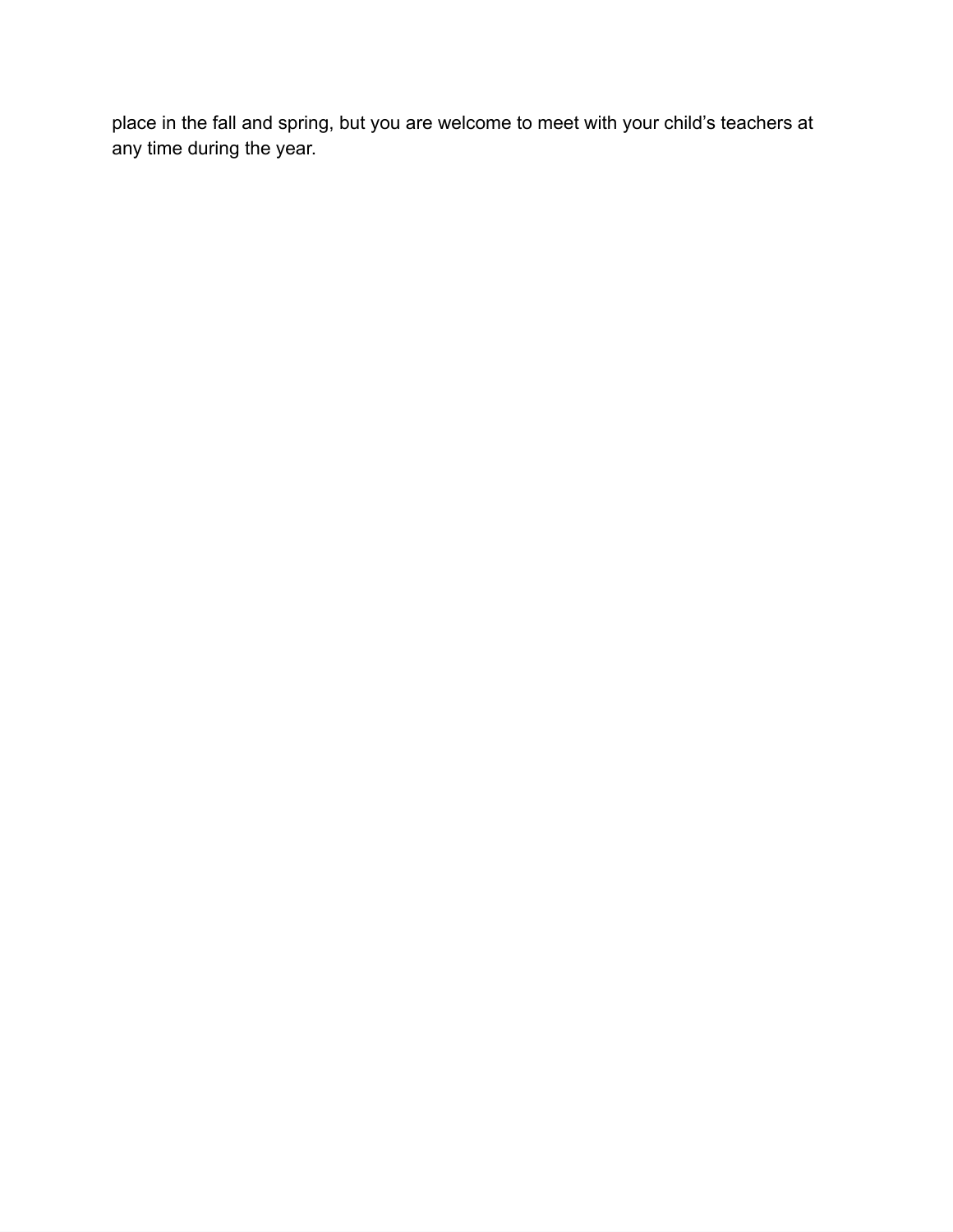place in the fall and spring, but you are welcome to meet with your child’s teachers at any time during the year.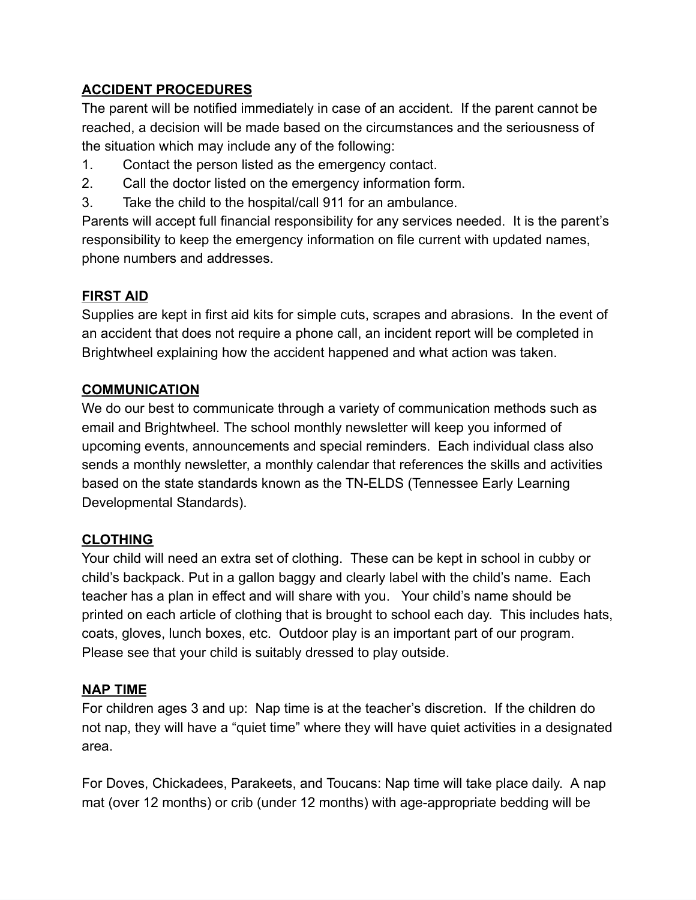## ACCIDENT PROCEDURES

The parent will be notified immediately in case of an accident. If the parent cannot be reached, a decision will be made based on the circumstances and the seriousness of the situation which may include any of the following:

1. Contact the person listed as the emergency contact.
2. Call the doctor listed on the emergency information form.
3. Take the child to the hospital/call 911 for an ambulance.

Parents will accept full financial responsibility for any services needed. It is the parent's responsibility to keep the emergency information on file current with updated names, phone numbers and addresses.

## FIRST AID

Supplies are kept in first aid kits for simple cuts, scrapes and abrasions. In the event of an accident that does not require a phone call, an incident report will be completed in Brightwheel explaining how the accident happened and what action was taken.

## COMMUNICATION

We do our best to communicate through a variety of communication methods such as email and Brightwheel. The school monthly newsletter will keep you informed of upcoming events, announcements and special reminders. Each individual class also sends a monthly newsletter, a monthly calendar that references the skills and activities based on the state standards known as the TN-ELDS (Tennessee Early Learning Developmental Standards).

## CLOTHING

Your child will need an extra set of clothing. These can be kept in school in cubby or child's backpack. Put in a gallon baggy and clearly label with the child's name. Each teacher has a plan in effect and will share with you. Your child's name should be printed on each article of clothing that is brought to school each day. This includes hats, coats, gloves, lunch boxes, etc. Outdoor play is an important part of our program. Please see that your child is suitably dressed to play outside.

## NAP TIME

For children ages 3 and up: Nap time is at the teacher's discretion. If the children do not nap, they will have a "quiet time" where they will have quiet activities in a designated area.

For Doves, Chickadees, Parakeets, and Toucans: Nap time will take place daily. A nap mat (over 12 months) or crib (under 12 months) with age-appropriate bedding will be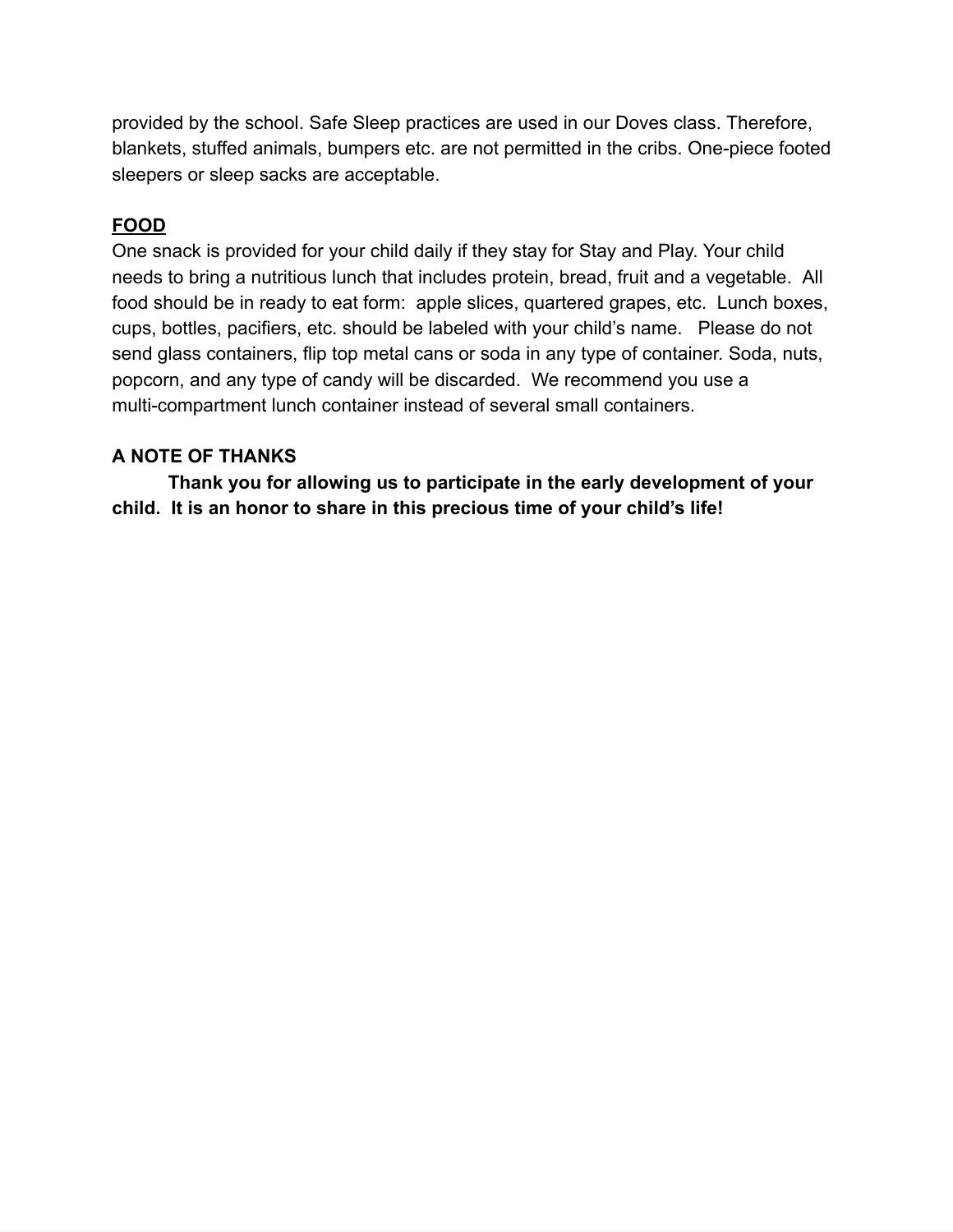provided by the school. Safe Sleep practices are used in our Doves class. Therefore, blankets, stuffed animals, bumpers etc. are not permitted in the cribs. One-piece footed sleepers or sleep sacks are acceptable.

**FOOD**

One snack is provided for your child daily if they stay for Stay and Play. Your child needs to bring a nutritious lunch that includes protein, bread, fruit and a vegetable. All food should be in ready to eat form: apple slices, quartered grapes, etc. Lunch boxes, cups, bottles, pacifiers, etc. should be labeled with your child's name. Please do not send glass containers, flip top metal cans or soda in any type of container. Soda, nuts, popcorn, and any type of candy will be discarded. We recommend you use a multi-compartment lunch container instead of several small containers.

**A NOTE OF THANKS**

**Thank you for allowing us to participate in the early development of your child. It is an honor to share in this precious time of your child's life!**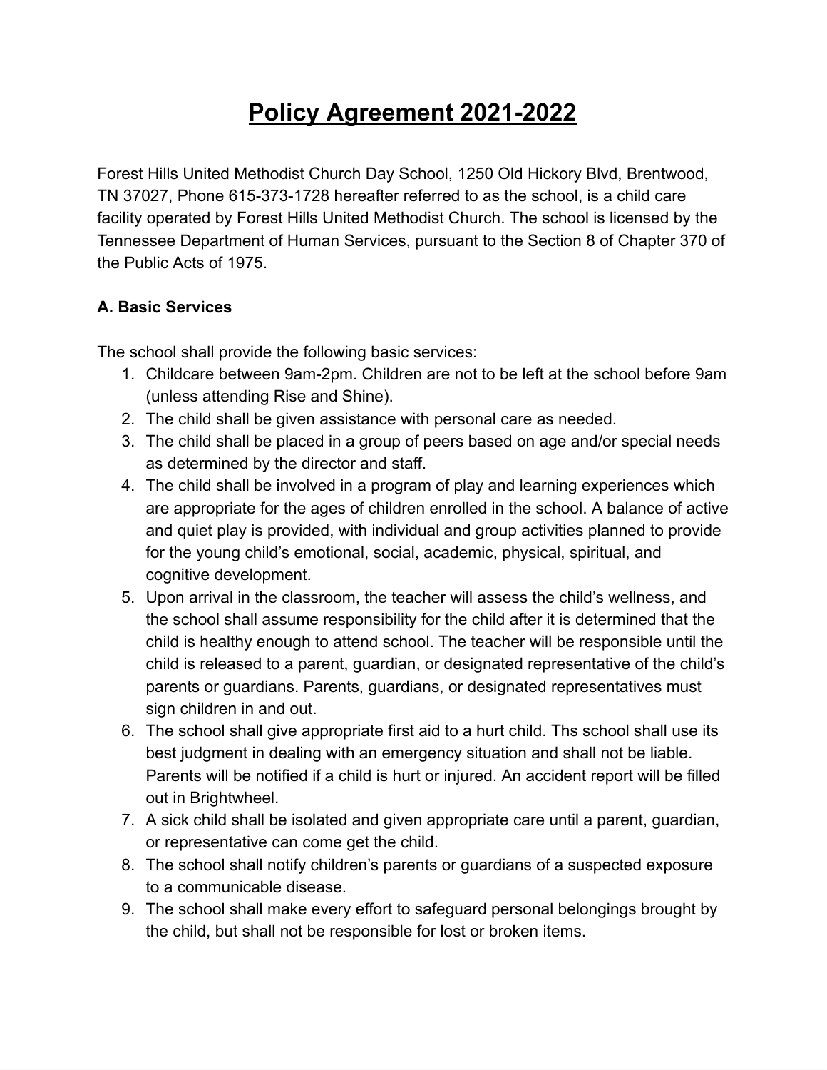# Policy Agreement 2021-2022

Forest Hills United Methodist Church Day School, 1250 Old Hickory Blvd, Brentwood, TN 37027, Phone 615-373-1728 hereafter referred to as the school, is a child care facility operated by Forest Hills United Methodist Church. The school is licensed by the Tennessee Department of Human Services, pursuant to the Section 8 of Chapter 370 of the Public Acts of 1975.

### A. Basic Services

The school shall provide the following basic services:

1. Childcare between 9am-2pm. Children are not to be left at the school before 9am (unless attending Rise and Shine).
2. The child shall be given assistance with personal care as needed.
3. The child shall be placed in a group of peers based on age and/or special needs as determined by the director and staff.
4. The child shall be involved in a program of play and learning experiences which are appropriate for the ages of children enrolled in the school. A balance of active and quiet play is provided, with individual and group activities planned to provide for the young child's emotional, social, academic, physical, spiritual, and cognitive development.
5. Upon arrival in the classroom, the teacher will assess the child's wellness, and the school shall assume responsibility for the child after it is determined that the child is healthy enough to attend school. The teacher will be responsible until the child is released to a parent, guardian, or designated representative of the child's parents or guardians. Parents, guardians, or designated representatives must sign children in and out.
6. The school shall give appropriate first aid to a hurt child. Ths school shall use its best judgment in dealing with an emergency situation and shall not be liable. Parents will be notified if a child is hurt or injured. An accident report will be filled out in Brightwheel.
7. A sick child shall be isolated and given appropriate care until a parent, guardian, or representative can come get the child.
8. The school shall notify children's parents or guardians of a suspected exposure to a communicable disease.
9. The school shall make every effort to safeguard personal belongings brought by the child, but shall not be responsible for lost or broken items.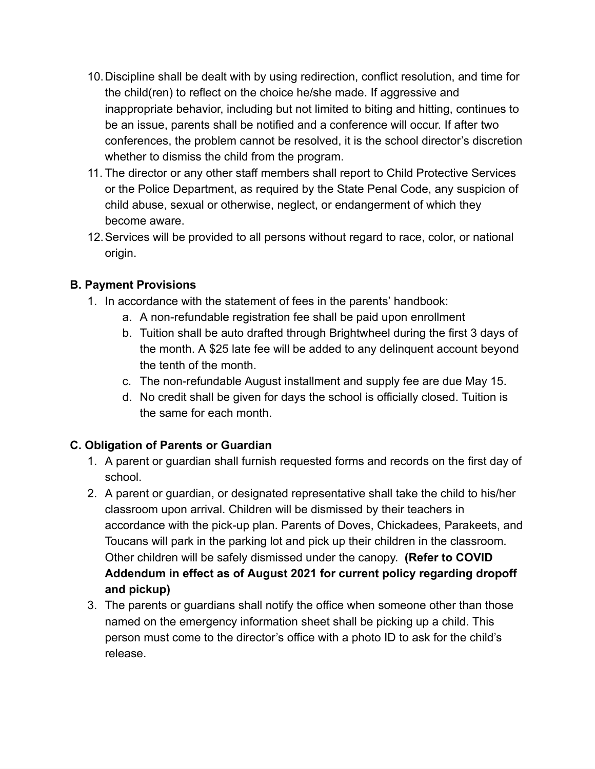10. Discipline shall be dealt with by using redirection, conflict resolution, and time for the child(ren) to reflect on the choice he/she made. If aggressive and inappropriate behavior, including but not limited to biting and hitting, continues to be an issue, parents shall be notified and a conference will occur. If after two conferences, the problem cannot be resolved, it is the school director's discretion whether to dismiss the child from the program.
11. The director or any other staff members shall report to Child Protective Services or the Police Department, as required by the State Penal Code, any suspicion of child abuse, sexual or otherwise, neglect, or endangerment of which they become aware.
12. Services will be provided to all persons without regard to race, color, or national origin.

**B. Payment Provisions**

1. In accordance with the statement of fees in the parents' handbook:
   a. A non-refundable registration fee shall be paid upon enrollment
   b. Tuition shall be auto drafted through Brightwheel during the first 3 days of the month. A $25 late fee will be added to any delinquent account beyond the tenth of the month.
   c. The non-refundable August installment and supply fee are due May 15.
   d. No credit shall be given for days the school is officially closed. Tuition is the same for each month.

**C. Obligation of Parents or Guardian**

1. A parent or guardian shall furnish requested forms and records on the first day of school.
2. A parent or guardian, or designated representative shall take the child to his/her classroom upon arrival. Children will be dismissed by their teachers in accordance with the pick-up plan. Parents of Doves, Chickadees, Parakeets, and Toucans will park in the parking lot and pick up their children in the classroom. Other children will be safely dismissed under the canopy. **(Refer to COVID Addendum in effect as of August 2021 for current policy regarding dropoff and pickup)**
3. The parents or guardians shall notify the office when someone other than those named on the emergency information sheet shall be picking up a child. This person must come to the director's office with a photo ID to ask for the child's release.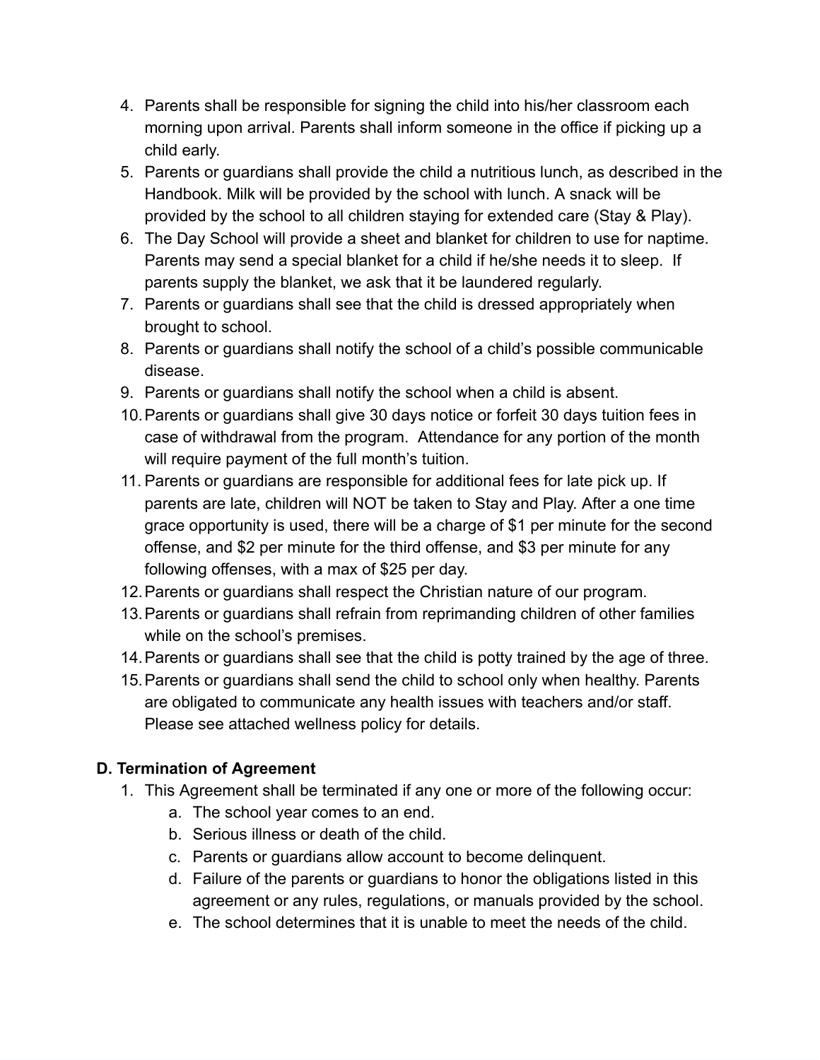4. Parents shall be responsible for signing the child into his/her classroom each morning upon arrival. Parents shall inform someone in the office if picking up a child early.
5. Parents or guardians shall provide the child a nutritious lunch, as described in the Handbook. Milk will be provided by the school with lunch. A snack will be provided by the school to all children staying for extended care (Stay & Play).
6. The Day School will provide a sheet and blanket for children to use for naptime. Parents may send a special blanket for a child if he/she needs it to sleep. If parents supply the blanket, we ask that it be laundered regularly.
7. Parents or guardians shall see that the child is dressed appropriately when brought to school.
8. Parents or guardians shall notify the school of a child's possible communicable disease.
9. Parents or guardians shall notify the school when a child is absent.
10. Parents or guardians shall give 30 days notice or forfeit 30 days tuition fees in case of withdrawal from the program. Attendance for any portion of the month will require payment of the full month's tuition.
11. Parents or guardians are responsible for additional fees for late pick up. If parents are late, children will NOT be taken to Stay and Play. After a one time grace opportunity is used, there will be a charge of $1 per minute for the second offense, and $2 per minute for the third offense, and $3 per minute for any following offenses, with a max of $25 per day.
12. Parents or guardians shall respect the Christian nature of our program.
13. Parents or guardians shall refrain from reprimanding children of other families while on the school's premises.
14. Parents or guardians shall see that the child is potty trained by the age of three.
15. Parents or guardians shall send the child to school only when healthy. Parents are obligated to communicate any health issues with teachers and/or staff. Please see attached wellness policy for details.

### D. Termination of Agreement

1. This Agreement shall be terminated if any one or more of the following occur:
    a. The school year comes to an end.
    b. Serious illness or death of the child.
    c. Parents or guardians allow account to become delinquent.
    d. Failure of the parents or guardians to honor the obligations listed in this agreement or any rules, regulations, or manuals provided by the school.
    e. The school determines that it is unable to meet the needs of the child.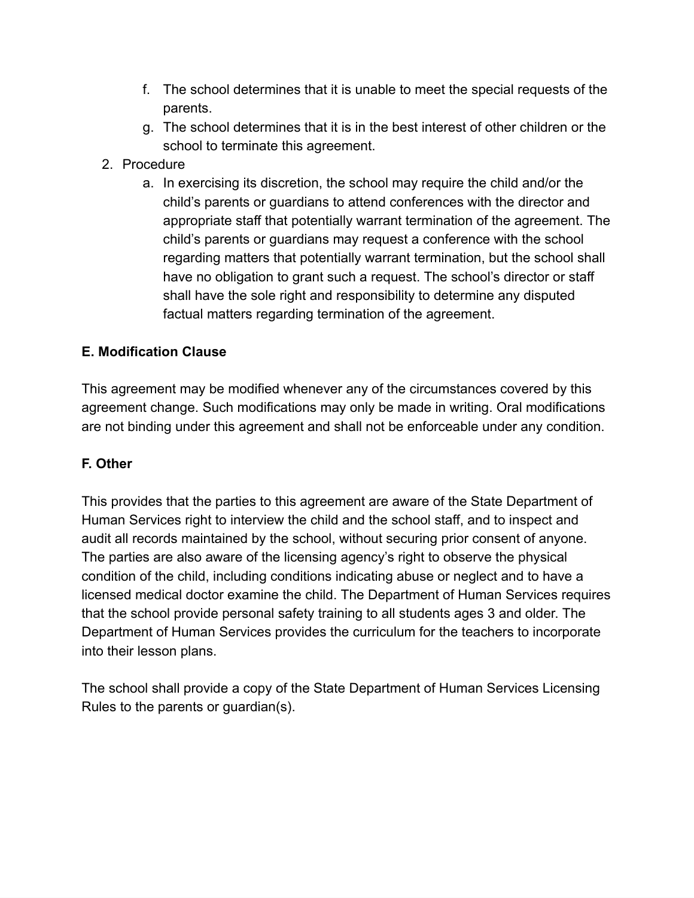f. The school determines that it is unable to meet the special requests of the parents.
g. The school determines that it is in the best interest of other children or the school to terminate this agreement.

2. Procedure
    a. In exercising its discretion, the school may require the child and/or the child's parents or guardians to attend conferences with the director and appropriate staff that potentially warrant termination of the agreement. The child's parents or guardians may request a conference with the school regarding matters that potentially warrant termination, but the school shall have no obligation to grant such a request. The school's director or staff shall have the sole right and responsibility to determine any disputed factual matters regarding termination of the agreement.

**E. Modification Clause**

This agreement may be modified whenever any of the circumstances covered by this agreement change. Such modifications may only be made in writing. Oral modifications are not binding under this agreement and shall not be enforceable under any condition.

**F. Other**

This provides that the parties to this agreement are aware of the State Department of Human Services right to interview the child and the school staff, and to inspect and audit all records maintained by the school, without securing prior consent of anyone. The parties are also aware of the licensing agency's right to observe the physical condition of the child, including conditions indicating abuse or neglect and to have a licensed medical doctor examine the child. The Department of Human Services requires that the school provide personal safety training to all students ages 3 and older. The Department of Human Services provides the curriculum for the teachers to incorporate into their lesson plans.

The school shall provide a copy of the State Department of Human Services Licensing Rules to the parents or guardian(s).